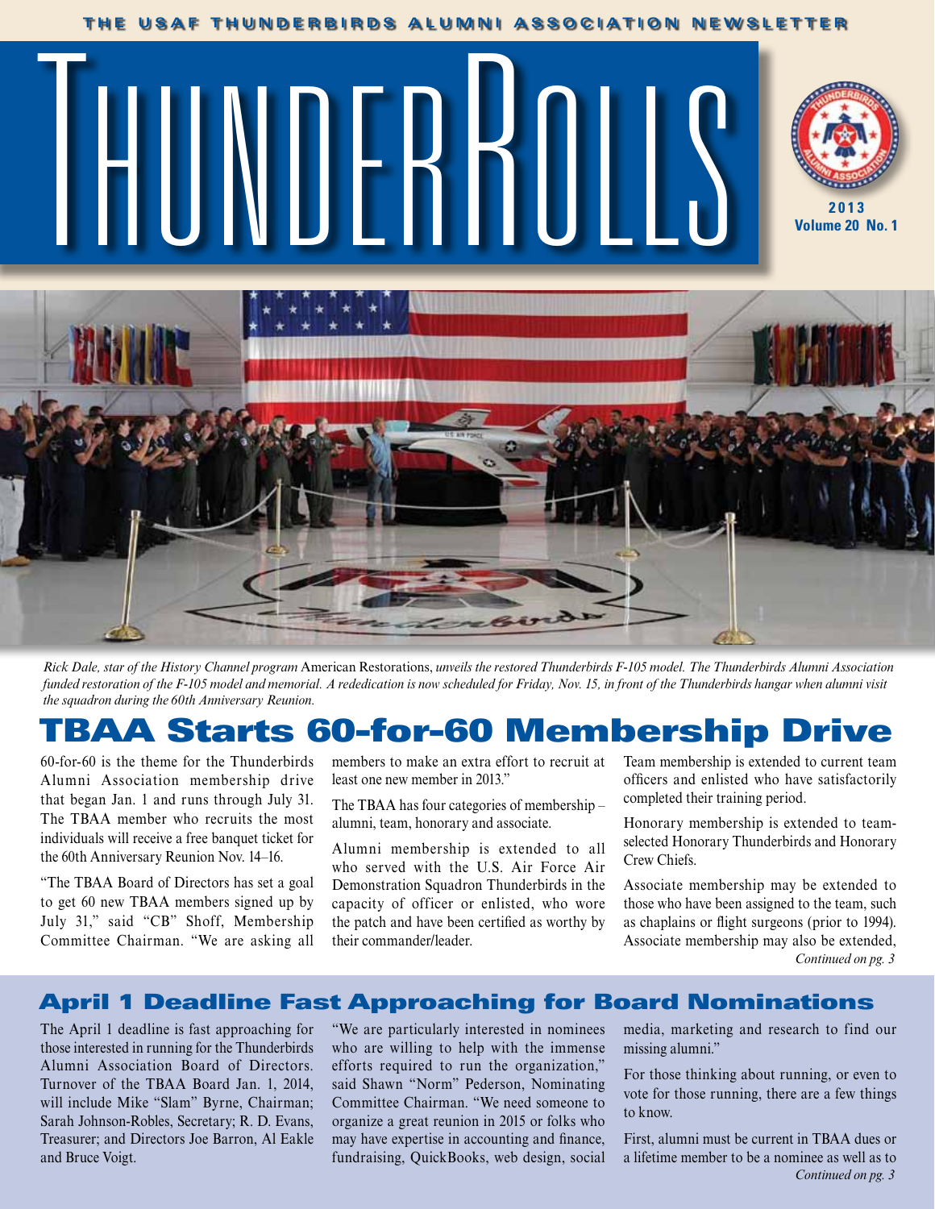THE USAF THUNDERBIRDS ALUMNI ASSOCIATION NEWSLETTER

# THUNDERROLLS

2013
Volume 20 No. 1

*Rick Dale, star of the History Channel program* American Restorations, *unveils the restored Thunderbirds F-105 model. The Thunderbirds Alumni Association funded restoration of the F-105 model and memorial. A rededication is now scheduled for Friday, Nov. 15, in front of the Thunderbirds hangar when alumni visit the squadron during the 60th Anniversary Reunion.*

## TBAA Starts 60-for-60 Membership Drive

60-for-60 is the theme for the Thunderbirds Alumni Association membership drive that began Jan. 1 and runs through July 31. The TBAA member who recruits the most individuals will receive a free banquet ticket for the 60th Anniversary Reunion Nov. 14–16.

"The TBAA Board of Directors has set a goal to get 60 new TBAA members signed up by July 31," said "CB" Shoff, Membership Committee Chairman. "We are asking all members to make an extra effort to recruit at least one new member in 2013."

The TBAA has four categories of membership – alumni, team, honorary and associate.

Alumni membership is extended to all who served with the U.S. Air Force Air Demonstration Squadron Thunderbirds in the capacity of officer or enlisted, who wore the patch and have been certified as worthy by their commander/leader.

Team membership is extended to current team officers and enlisted who have satisfactorily completed their training period.

Honorary membership is extended to team-selected Honorary Thunderbirds and Honorary Crew Chiefs.

Associate membership may be extended to those who have been assigned to the team, such as chaplains or flight surgeons (prior to 1994). Associate membership may also be extended,

*Continued on pg. 3*

## April 1 Deadline Fast Approaching for Board Nominations

The April 1 deadline is fast approaching for those interested in running for the Thunderbirds Alumni Association Board of Directors. Turnover of the TBAA Board Jan. 1, 2014, will include Mike "Slam" Byrne, Chairman; Sarah Johnson-Robles, Secretary; R. D. Evans, Treasurer; and Directors Joe Barron, Al Eakle and Bruce Voigt.

"We are particularly interested in nominees who are willing to help with the immense efforts required to run the organization," said Shawn "Norm" Pederson, Nominating Committee Chairman. "We need someone to organize a great reunion in 2015 or folks who may have expertise in accounting and finance, fundraising, QuickBooks, web design, social media, marketing and research to find our missing alumni."

For those thinking about running, or even to vote for those running, there are a few things to know.

First, alumni must be current in TBAA dues or a lifetime member to be a nominee as well as to

*Continued on pg. 3*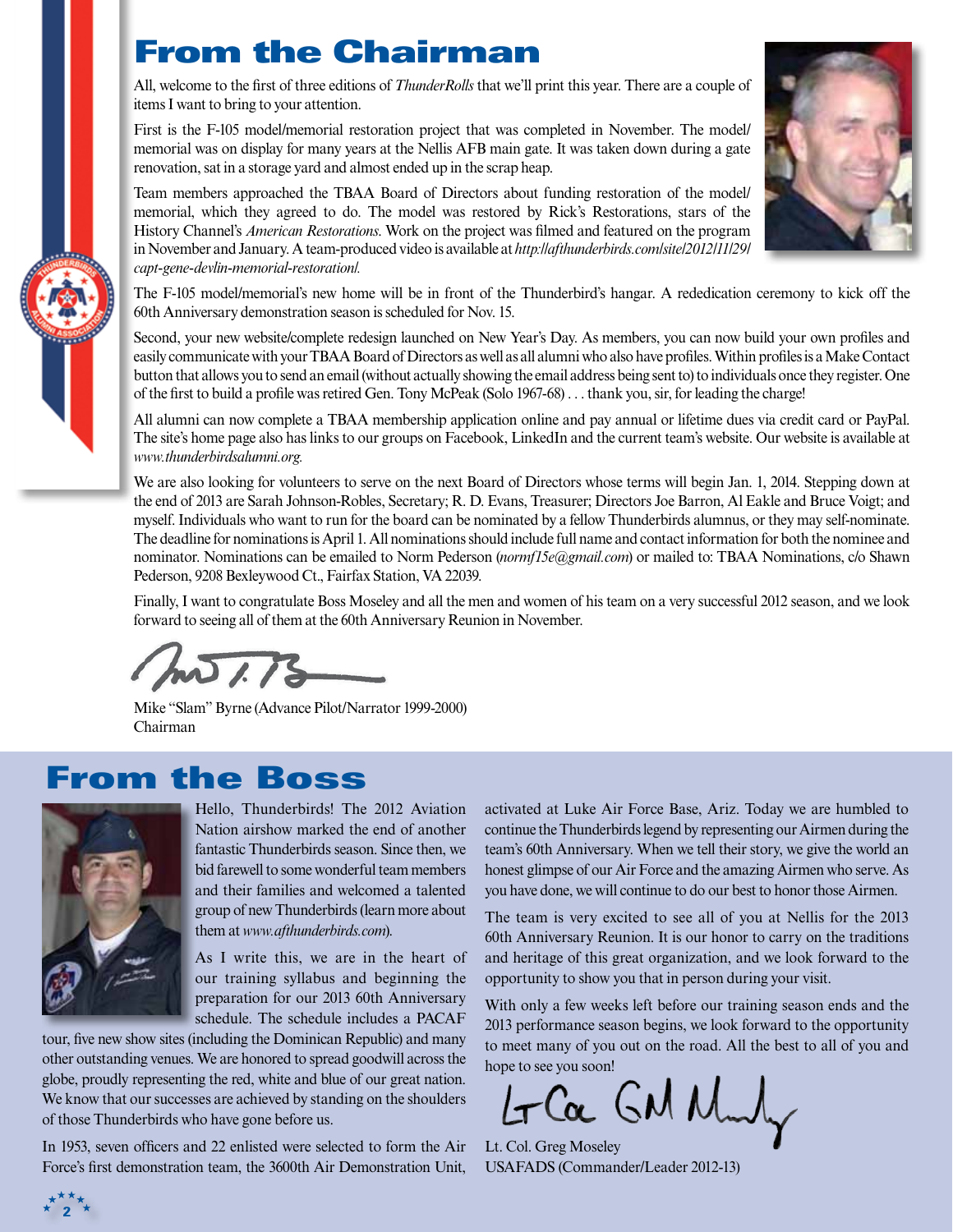# From the Chairman

All, welcome to the first of three editions of *ThunderRolls* that we'll print this year. There are a couple of items I want to bring to your attention.

First is the F-105 model/memorial restoration project that was completed in November. The model/memorial was on display for many years at the Nellis AFB main gate. It was taken down during a gate renovation, sat in a storage yard and almost ended up in the scrap heap.

Team members approached the TBAA Board of Directors about funding restoration of the model/memorial, which they agreed to do. The model was restored by Rick's Restorations, stars of the History Channel's *American Restorations*. Work on the project was filmed and featured on the program in November and January. A team-produced video is available at *http://afthunderbirds.com/site/2012/11/29/capt-gene-devlin-memorial-restoration/.*

The F-105 model/memorial's new home will be in front of the Thunderbird's hangar. A rededication ceremony to kick off the 60th Anniversary demonstration season is scheduled for Nov. 15.

Second, your new website/complete redesign launched on New Year's Day. As members, you can now build your own profiles and easily communicate with your TBAA Board of Directors as well as all alumni who also have profiles. Within profiles is a Make Contact button that allows you to send an email (without actually showing the email address being sent to) to individuals once they register. One of the first to build a profile was retired Gen. Tony McPeak (Solo 1967-68) . . . thank you, sir, for leading the charge!

All alumni can now complete a TBAA membership application online and pay annual or lifetime dues via credit card or PayPal. The site's home page also has links to our groups on Facebook, LinkedIn and the current team's website. Our website is available at *www.thunderbirdsalumni.org.*

We are also looking for volunteers to serve on the next Board of Directors whose terms will begin Jan. 1, 2014. Stepping down at the end of 2013 are Sarah Johnson-Robles, Secretary; R. D. Evans, Treasurer; Directors Joe Barron, Al Eakle and Bruce Voigt; and myself. Individuals who want to run for the board can be nominated by a fellow Thunderbirds alumnus, or they may self-nominate. The deadline for nominations is April 1. All nominations should include full name and contact information for both the nominee and nominator. Nominations can be emailed to Norm Pederson (*normf15e@gmail.com*) or mailed to: TBAA Nominations, c/o Shawn Pederson, 9208 Bexleywood Ct., Fairfax Station, VA 22039.

Finally, I want to congratulate Boss Moseley and all the men and women of his team on a very successful 2012 season, and we look forward to seeing all of them at the 60th Anniversary Reunion in November.

Mike "Slam" Byrne (Advance Pilot/Narrator 1999-2000)
Chairman

# From the Boss

Hello, Thunderbirds! The 2012 Aviation Nation airshow marked the end of another fantastic Thunderbirds season. Since then, we bid farewell to some wonderful team members and their families and welcomed a talented group of new Thunderbirds (learn more about them at *www.afthunderbirds.com*).

As I write this, we are in the heart of our training syllabus and beginning the preparation for our 2013 60th Anniversary schedule. The schedule includes a PACAF tour, five new show sites (including the Dominican Republic) and many other outstanding venues. We are honored to spread goodwill across the globe, proudly representing the red, white and blue of our great nation. We know that our successes are achieved by standing on the shoulders of those Thunderbirds who have gone before us.

In 1953, seven officers and 22 enlisted were selected to form the Air Force's first demonstration team, the 3600th Air Demonstration Unit, activated at Luke Air Force Base, Ariz. Today we are humbled to continue the Thunderbirds legend by representing our Airmen during the team's 60th Anniversary. When we tell their story, we give the world an honest glimpse of our Air Force and the amazing Airmen who serve. As you have done, we will continue to do our best to honor those Airmen.

The team is very excited to see all of you at Nellis for the 2013 60th Anniversary Reunion. It is our honor to carry on the traditions and heritage of this great organization, and we look forward to the opportunity to show you that in person during your visit.

With only a few weeks left before our training season ends and the 2013 performance season begins, we look forward to the opportunity to meet many of you out on the road. All the best to all of you and hope to see you soon!

Lt. Col. Greg Moseley
USAFADS (Commander/Leader 2012-13)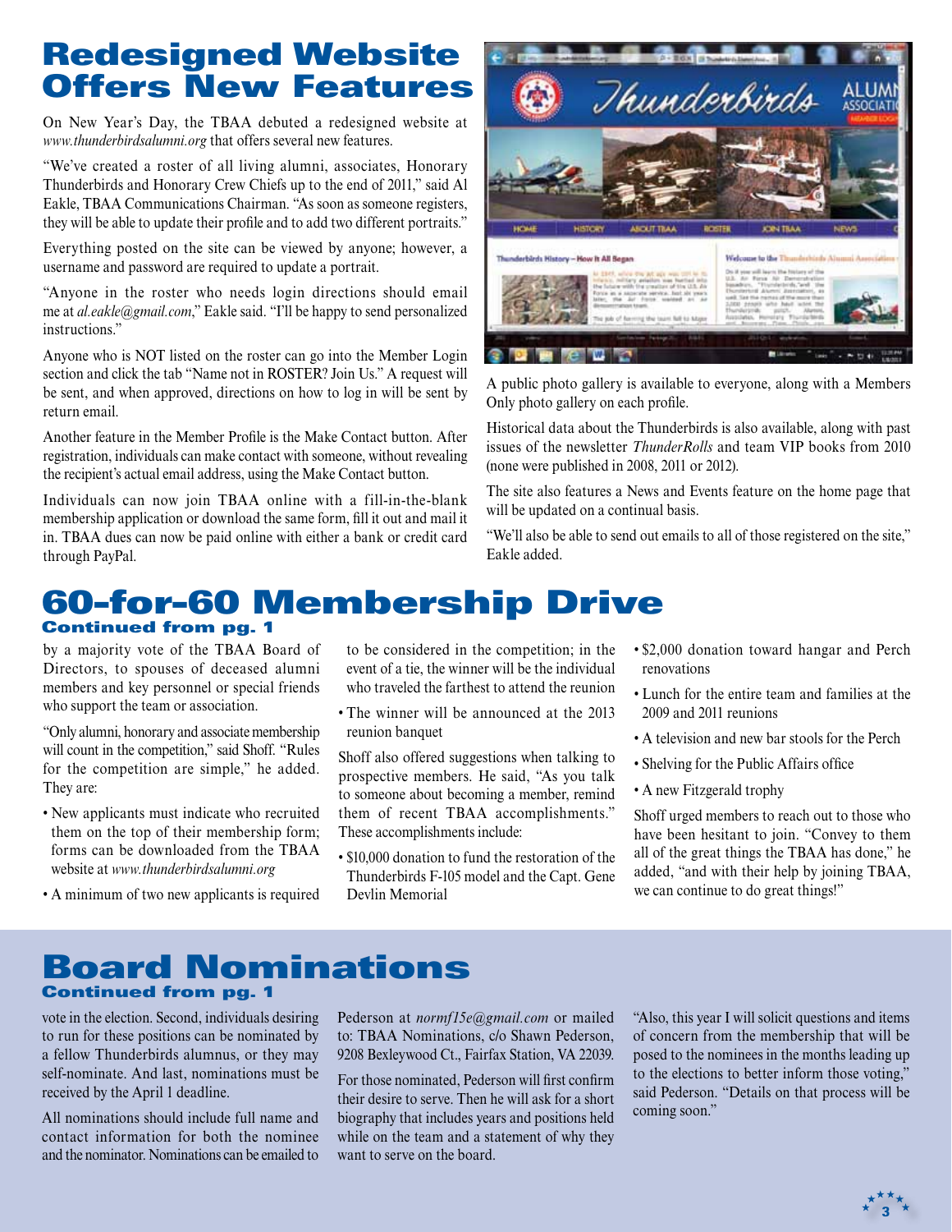# Redesigned Website Offers New Features

On New Year's Day, the TBAA debuted a redesigned website at *www.thunderbirdsalumni.org* that offers several new features.

"We've created a roster of all living alumni, associates, Honorary Thunderbirds and Honorary Crew Chiefs up to the end of 2011," said Al Eakle, TBAA Communications Chairman. "As soon as someone registers, they will be able to update their profile and to add two different portraits."

Everything posted on the site can be viewed by anyone; however, a username and password are required to update a portrait.

"Anyone in the roster who needs login directions should email me at *al.eakle@gmail.com*," Eakle said. "I'll be happy to send personalized instructions."

Anyone who is NOT listed on the roster can go into the Member Login section and click the tab "Name not in ROSTER? Join Us." A request will be sent, and when approved, directions on how to log in will be sent by return email.

Another feature in the Member Profile is the Make Contact button. After registration, individuals can make contact with someone, without revealing the recipient's actual email address, using the Make Contact button.

Individuals can now join TBAA online with a fill-in-the-blank membership application or download the same form, fill it out and mail it in. TBAA dues can now be paid online with either a bank or credit card through PayPal.

A public photo gallery is available to everyone, along with a Members Only photo gallery on each profile.

Historical data about the Thunderbirds is also available, along with past issues of the newsletter *ThunderRolls* and team VIP books from 2010 (none were published in 2008, 2011 or 2012).

The site also features a News and Events feature on the home page that will be updated on a continual basis.

"We'll also be able to send out emails to all of those registered on the site," Eakle added.

# 60-for-60 Membership Drive

**Continued from pg. 1**

by a majority vote of the TBAA Board of Directors, to spouses of deceased alumni members and key personnel or special friends who support the team or association.

"Only alumni, honorary and associate membership will count in the competition," said Shoff. "Rules for the competition are simple," he added. They are:

- New applicants must indicate who recruited them on the top of their membership form; forms can be downloaded from the TBAA website at *www.thunderbirdsalumni.org*
- A minimum of two new applicants is required to be considered in the competition; in the event of a tie, the winner will be the individual who traveled the farthest to attend the reunion
- The winner will be announced at the 2013 reunion banquet

Shoff also offered suggestions when talking to prospective members. He said, "As you talk to someone about becoming a member, remind them of recent TBAA accomplishments." These accomplishments include:

- $10,000 donation to fund the restoration of the Thunderbirds F-105 model and the Capt. Gene Devlin Memorial
- $2,000 donation toward hangar and Perch renovations
- Lunch for the entire team and families at the 2009 and 2011 reunions
- A television and new bar stools for the Perch
- Shelving for the Public Affairs office
- A new Fitzgerald trophy

Shoff urged members to reach out to those who have been hesitant to join. "Convey to them all of the great things the TBAA has done," he added, "and with their help by joining TBAA, we can continue to do great things!"

# Board Nominations

**Continued from pg. 1**

vote in the election. Second, individuals desiring to run for these positions can be nominated by a fellow Thunderbirds alumnus, or they may self-nominate. And last, nominations must be received by the April 1 deadline.

All nominations should include full name and contact information for both the nominee and the nominator. Nominations can be emailed to Pederson at *normf15e@gmail.com* or mailed to: TBAA Nominations, c/o Shawn Pederson, 9208 Bexleywood Ct., Fairfax Station, VA 22039.

For those nominated, Pederson will first confirm their desire to serve. Then he will ask for a short biography that includes years and positions held while on the team and a statement of why they want to serve on the board.

"Also, this year I will solicit questions and items of concern from the membership that will be posed to the nominees in the months leading up to the elections to better inform those voting," said Pederson. "Details on that process will be coming soon."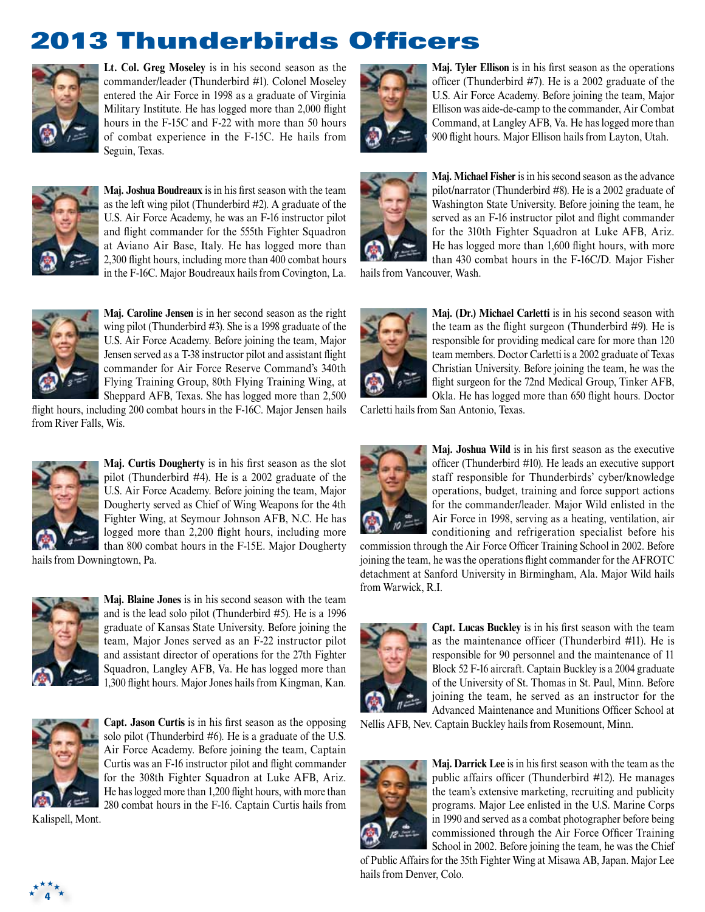# 2013 Thunderbirds Officers

**Lt. Col. Greg Moseley** is in his second season as the commander/leader (Thunderbird #1). Colonel Moseley entered the Air Force in 1998 as a graduate of Virginia Military Institute. He has logged more than 2,000 flight hours in the F-15C and F-22 with more than 50 hours of combat experience in the F-15C. He hails from Seguin, Texas.

**Maj. Joshua Boudreaux** is in his first season with the team as the left wing pilot (Thunderbird #2). A graduate of the U.S. Air Force Academy, he was an F-16 instructor pilot and flight commander for the 555th Fighter Squadron at Aviano Air Base, Italy. He has logged more than 2,300 flight hours, including more than 400 combat hours in the F-16C. Major Boudreaux hails from Covington, La.

**Maj. Caroline Jensen** is in her second season as the right wing pilot (Thunderbird #3). She is a 1998 graduate of the U.S. Air Force Academy. Before joining the team, Major Jensen served as a T-38 instructor pilot and assistant flight commander for Air Force Reserve Command's 340th Flying Training Group, 80th Flying Training Wing, at Sheppard AFB, Texas. She has logged more than 2,500 flight hours, including 200 combat hours in the F-16C. Major Jensen hails from River Falls, Wis.

**Maj. Curtis Dougherty** is in his first season as the slot pilot (Thunderbird #4). He is a 2002 graduate of the U.S. Air Force Academy. Before joining the team, Major Dougherty served as Chief of Wing Weapons for the 4th Fighter Wing, at Seymour Johnson AFB, N.C. He has logged more than 2,200 flight hours, including more than 800 combat hours in the F-15E. Major Dougherty hails from Downingtown, Pa.

**Maj. Blaine Jones** is in his second season with the team and is the lead solo pilot (Thunderbird #5). He is a 1996 graduate of Kansas State University. Before joining the team, Major Jones served as an F-22 instructor pilot and assistant director of operations for the 27th Fighter Squadron, Langley AFB, Va. He has logged more than 1,300 flight hours. Major Jones hails from Kingman, Kan.

**Capt. Jason Curtis** is in his first season as the opposing solo pilot (Thunderbird #6). He is a graduate of the U.S. Air Force Academy. Before joining the team, Captain Curtis was an F-16 instructor pilot and flight commander for the 308th Fighter Squadron at Luke AFB, Ariz. He has logged more than 1,200 flight hours, with more than 280 combat hours in the F-16. Captain Curtis hails from Kalispell, Mont.

**Maj. Tyler Ellison** is in his first season as the operations officer (Thunderbird #7). He is a 2002 graduate of the U.S. Air Force Academy. Before joining the team, Major Ellison was aide-de-camp to the commander, Air Combat Command, at Langley AFB, Va. He has logged more than 900 flight hours. Major Ellison hails from Layton, Utah.

**Maj. Michael Fisher** is in his second season as the advance pilot/narrator (Thunderbird #8). He is a 2002 graduate of Washington State University. Before joining the team, he served as an F-16 instructor pilot and flight commander for the 310th Fighter Squadron at Luke AFB, Ariz. He has logged more than 1,600 flight hours, with more than 430 combat hours in the F-16C/D. Major Fisher hails from Vancouver, Wash.

**Maj. (Dr.) Michael Carletti** is in his second season with the team as the flight surgeon (Thunderbird #9). He is responsible for providing medical care for more than 120 team members. Doctor Carletti is a 2002 graduate of Texas Christian University. Before joining the team, he was the flight surgeon for the 72nd Medical Group, Tinker AFB, Okla. He has logged more than 650 flight hours. Doctor Carletti hails from San Antonio, Texas.

**Maj. Joshua Wild** is in his first season as the executive officer (Thunderbird #10). He leads an executive support staff responsible for Thunderbirds' cyber/knowledge operations, budget, training and force support actions for the commander/leader. Major Wild enlisted in the Air Force in 1998, serving as a heating, ventilation, air conditioning and refrigeration specialist before his commission through the Air Force Officer Training School in 2002. Before joining the team, he was the operations flight commander for the AFROTC detachment at Sanford University in Birmingham, Ala. Major Wild hails from Warwick, R.I.

**Capt. Lucas Buckley** is in his first season with the team as the maintenance officer (Thunderbird #11). He is responsible for 90 personnel and the maintenance of 11 Block 52 F-16 aircraft. Captain Buckley is a 2004 graduate of the University of St. Thomas in St. Paul, Minn. Before joining the team, he served as an instructor for the Advanced Maintenance and Munitions Officer School at Nellis AFB, Nev. Captain Buckley hails from Rosemount, Minn.

**Maj. Darrick Lee** is in his first season with the team as the public affairs officer (Thunderbird #12). He manages the team's extensive marketing, recruiting and publicity programs. Major Lee enlisted in the U.S. Marine Corps in 1990 and served as a combat photographer before being commissioned through the Air Force Officer Training School in 2002. Before joining the team, he was the Chief of Public Affairs for the 35th Fighter Wing at Misawa AB, Japan. Major Lee hails from Denver, Colo.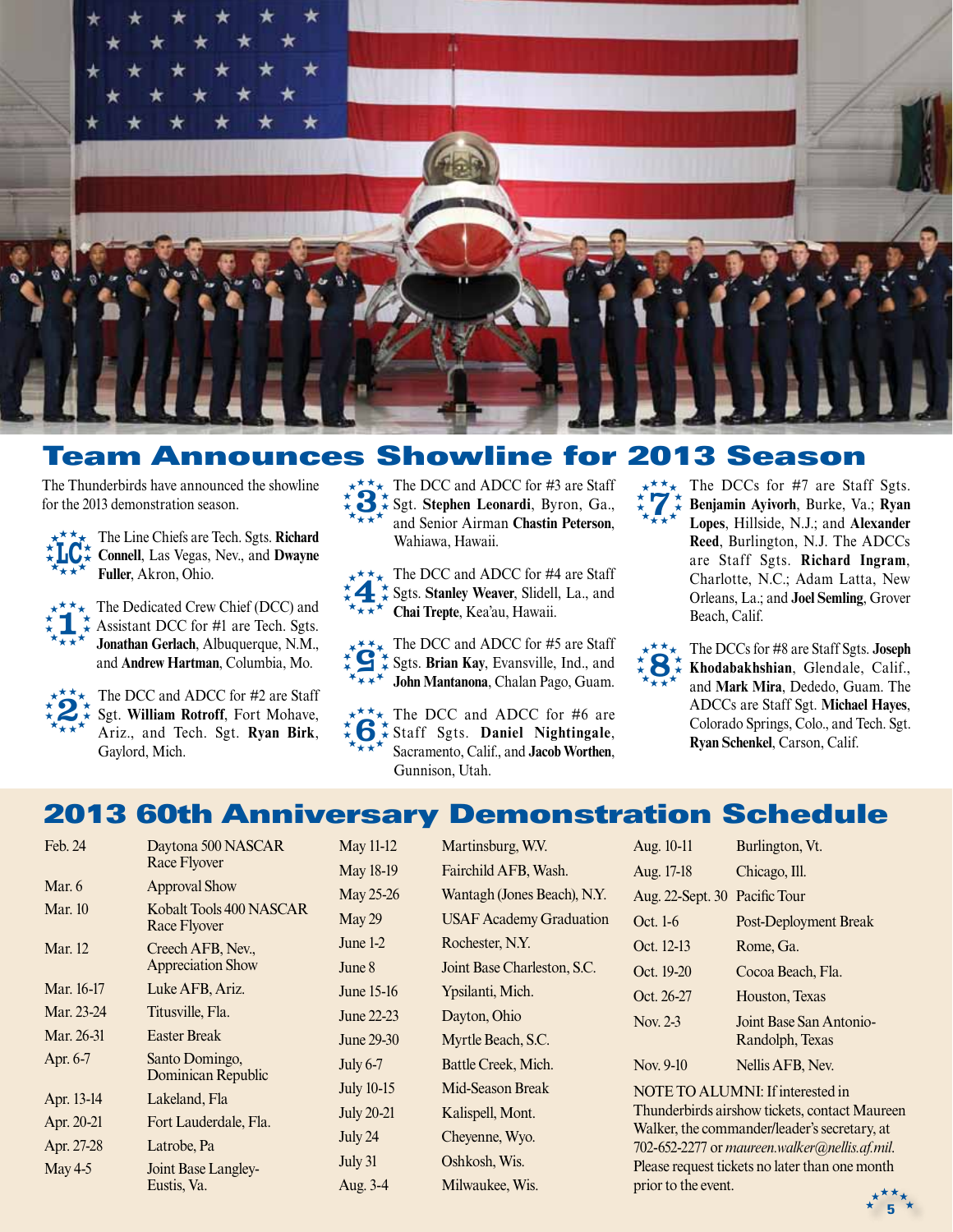## Team Announces Showline for 2013 Season

The Thunderbirds have announced the showline for the 2013 demonstration season.

**LC** The Line Chiefs are Tech. Sgts. **Richard Connell**, Las Vegas, Nev., and **Dwayne Fuller**, Akron, Ohio.

**1** The Dedicated Crew Chief (DCC) and Assistant DCC for #1 are Tech. Sgts. **Jonathan Gerlach**, Albuquerque, N.M., and **Andrew Hartman**, Columbia, Mo.

**2** The DCC and ADCC for #2 are Staff Sgt. **William Rotroff**, Fort Mohave, Ariz., and Tech. Sgt. **Ryan Birk**, Gaylord, Mich.

**3** The DCC and ADCC for #3 are Staff Sgt. **Stephen Leonardi**, Byron, Ga., and Senior Airman **Chastin Peterson**, Wahiawa, Hawaii.

**4** The DCC and ADCC for #4 are Staff Sgts. **Stanley Weaver**, Slidell, La., and **Chai Trepte**, Kea'au, Hawaii.

**5** The DCC and ADCC for #5 are Staff Sgts. **Brian Kay**, Evansville, Ind., and **John Mantanona**, Chalan Pago, Guam.

**6** The DCC and ADCC for #6 are Staff Sgts. **Daniel Nightingale**, Sacramento, Calif., and **Jacob Worthen**, Gunnison, Utah.

**7** The DCCs for #7 are Staff Sgts. **Benjamin Ayivorh**, Burke, Va.; **Ryan Lopes**, Hillside, N.J.; and **Alexander Reed**, Burlington, N.J. The ADCCs are Staff Sgts. **Richard Ingram**, Charlotte, N.C.; Adam Latta, New Orleans, La.; and **Joel Semling**, Grover Beach, Calif.

**8** The DCCs for #8 are Staff Sgts. **Joseph Khodabakhshian**, Glendale, Calif., and **Mark Mira**, Dededo, Guam. The ADCCs are Staff Sgt. **Michael Hayes**, Colorado Springs, Colo., and Tech. Sgt. **Ryan Schenkel**, Carson, Calif.

## 2013 60th Anniversary Demonstration Schedule

| Date | Event |
|---|---|
| Feb. 24 | Daytona 500 NASCAR Race Flyover |
| Mar. 6 | Approval Show |
| Mar. 10 | Kobalt Tools 400 NASCAR Race Flyover |
| Mar. 12 | Creech AFB, Nev., Appreciation Show |
| Mar. 16-17 | Luke AFB, Ariz. |
| Mar. 23-24 | Titusville, Fla. |
| Mar. 26-31 | Easter Break |
| Apr. 6-7 | Santo Domingo, Dominican Republic |
| Apr. 13-14 | Lakeland, Fla |
| Apr. 20-21 | Fort Lauderdale, Fla. |
| Apr. 27-28 | Latrobe, Pa |
| May 4-5 | Joint Base Langley-Eustis, Va. |
| May 11-12 | Martinsburg, W.V. |
| May 18-19 | Fairchild AFB, Wash. |
| May 25-26 | Wantagh (Jones Beach), N.Y. |
| May 29 | USAF Academy Graduation |
| June 1-2 | Rochester, N.Y. |
| June 8 | Joint Base Charleston, S.C. |
| June 15-16 | Ypsilanti, Mich. |
| June 22-23 | Dayton, Ohio |
| June 29-30 | Myrtle Beach, S.C. |
| July 6-7 | Battle Creek, Mich. |
| July 10-15 | Mid-Season Break |
| July 20-21 | Kalispell, Mont. |
| July 24 | Cheyenne, Wyo. |
| July 31 | Oshkosh, Wis. |
| Aug. 3-4 | Milwaukee, Wis. |
| Aug. 10-11 | Burlington, Vt. |
| Aug. 17-18 | Chicago, Ill. |
| Aug. 22-Sept. 30 | Pacific Tour |
| Oct. 1-6 | Post-Deployment Break |
| Oct. 12-13 | Rome, Ga. |
| Oct. 19-20 | Cocoa Beach, Fla. |
| Oct. 26-27 | Houston, Texas |
| Nov. 2-3 | Joint Base San Antonio-Randolph, Texas |
| Nov. 9-10 | Nellis AFB, Nev. |

NOTE TO ALUMNI: If interested in Thunderbirds airshow tickets, contact Maureen Walker, the commander/leader's secretary, at 702-652-2277 or *maureen.walker@nellis.af.mil*. Please request tickets no later than one month prior to the event.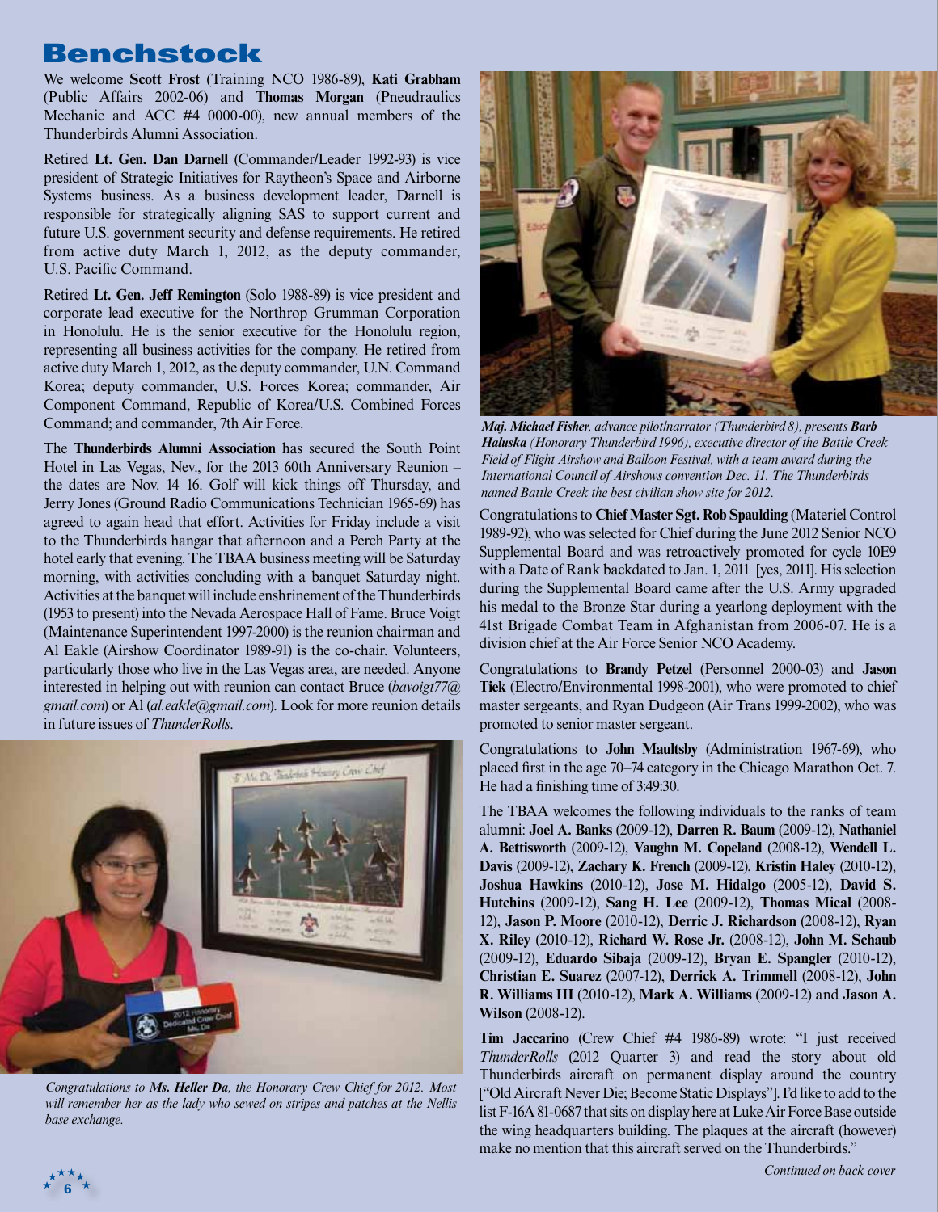# Benchstock

We welcome **Scott Frost** (Training NCO 1986-89), **Kati Grabham** (Public Affairs 2002-06) and **Thomas Morgan** (Pneudraulics Mechanic and ACC #4 0000-00), new annual members of the Thunderbirds Alumni Association.

Retired **Lt. Gen. Dan Darnell** (Commander/Leader 1992-93) is vice president of Strategic Initiatives for Raytheon's Space and Airborne Systems business. As a business development leader, Darnell is responsible for strategically aligning SAS to support current and future U.S. government security and defense requirements. He retired from active duty March 1, 2012, as the deputy commander, U.S. Pacific Command.

Retired **Lt. Gen. Jeff Remington** (Solo 1988-89) is vice president and corporate lead executive for the Northrop Grumman Corporation in Honolulu. He is the senior executive for the Honolulu region, representing all business activities for the company. He retired from active duty March 1, 2012, as the deputy commander, U.N. Command Korea; deputy commander, U.S. Forces Korea; commander, Air Component Command, Republic of Korea/U.S. Combined Forces Command; and commander, 7th Air Force.

The **Thunderbirds Alumni Association** has secured the South Point Hotel in Las Vegas, Nev., for the 2013 60th Anniversary Reunion – the dates are Nov. 14–16. Golf will kick things off Thursday, and Jerry Jones (Ground Radio Communications Technician 1965-69) has agreed to again head that effort. Activities for Friday include a visit to the Thunderbirds hangar that afternoon and a Perch Party at the hotel early that evening. The TBAA business meeting will be Saturday morning, with activities concluding with a banquet Saturday night. Activities at the banquet will include enshrinement of the Thunderbirds (1953 to present) into the Nevada Aerospace Hall of Fame. Bruce Voigt (Maintenance Superintendent 1997-2000) is the reunion chairman and Al Eakle (Airshow Coordinator 1989-91) is the co-chair. Volunteers, particularly those who live in the Las Vegas area, are needed. Anyone interested in helping out with reunion can contact Bruce (*bavoigt77@gmail.com*) or Al (*al.eakle@gmail.com*). Look for more reunion details in future issues of *ThunderRolls*.

*Congratulations to **Ms. Heller Da**, the Honorary Crew Chief for 2012. Most will remember her as the lady who sewed on stripes and patches at the Nellis base exchange.*

***Maj. Michael Fisher**, advance pilot/narrator (Thunderbird 8), presents **Barb Haluska** (Honorary Thunderbird 1996), executive director of the Battle Creek Field of Flight Airshow and Balloon Festival, with a team award during the International Council of Airshows convention Dec. 11. The Thunderbirds named Battle Creek the best civilian show site for 2012.*

Congratulations to **Chief Master Sgt. Rob Spaulding** (Materiel Control 1989-92), who was selected for Chief during the June 2012 Senior NCO Supplemental Board and was retroactively promoted for cycle 10E9 with a Date of Rank backdated to Jan. 1, 2011 [yes, 2011]. His selection during the Supplemental Board came after the U.S. Army upgraded his medal to the Bronze Star during a yearlong deployment with the 41st Brigade Combat Team in Afghanistan from 2006-07. He is a division chief at the Air Force Senior NCO Academy.

Congratulations to **Brandy Petzel** (Personnel 2000-03) and **Jason Tiek** (Electro/Environmental 1998-2001), who were promoted to chief master sergeants, and Ryan Dudgeon (Air Trans 1999-2002), who was promoted to senior master sergeant.

Congratulations to **John Maultsby** (Administration 1967-69), who placed first in the age 70–74 category in the Chicago Marathon Oct. 7. He had a finishing time of 3:49:30.

The TBAA welcomes the following individuals to the ranks of team alumni: **Joel A. Banks** (2009-12), **Darren R. Baum** (2009-12), **Nathaniel A. Bettisworth** (2009-12), **Vaughn M. Copeland** (2008-12), **Wendell L. Davis** (2009-12), **Zachary K. French** (2009-12), **Kristin Haley** (2010-12), **Joshua Hawkins** (2010-12), **Jose M. Hidalgo** (2005-12), **David S. Hutchins** (2009-12), **Sang H. Lee** (2009-12), **Thomas Mical** (2008-12), **Jason P. Moore** (2010-12), **Derric J. Richardson** (2008-12), **Ryan X. Riley** (2010-12), **Richard W. Rose Jr.** (2008-12), **John M. Schaub** (2009-12), **Eduardo Sibaja** (2009-12), **Bryan E. Spangler** (2010-12), **Christian E. Suarez** (2007-12), **Derrick A. Trimmell** (2008-12), **John R. Williams III** (2010-12), **Mark A. Williams** (2009-12) and **Jason A. Wilson** (2008-12).

**Tim Jaccarino** (Crew Chief #4 1986-89) wrote: "I just received *ThunderRolls* (2012 Quarter 3) and read the story about old Thunderbirds aircraft on permanent display around the country ["Old Aircraft Never Die; Become Static Displays"]. I'd like to add to the list F-16A 81-0687 that sits on display here at Luke Air Force Base outside the wing headquarters building. The plaques at the aircraft (however) make no mention that this aircraft served on the Thunderbirds."

*Continued on back cover*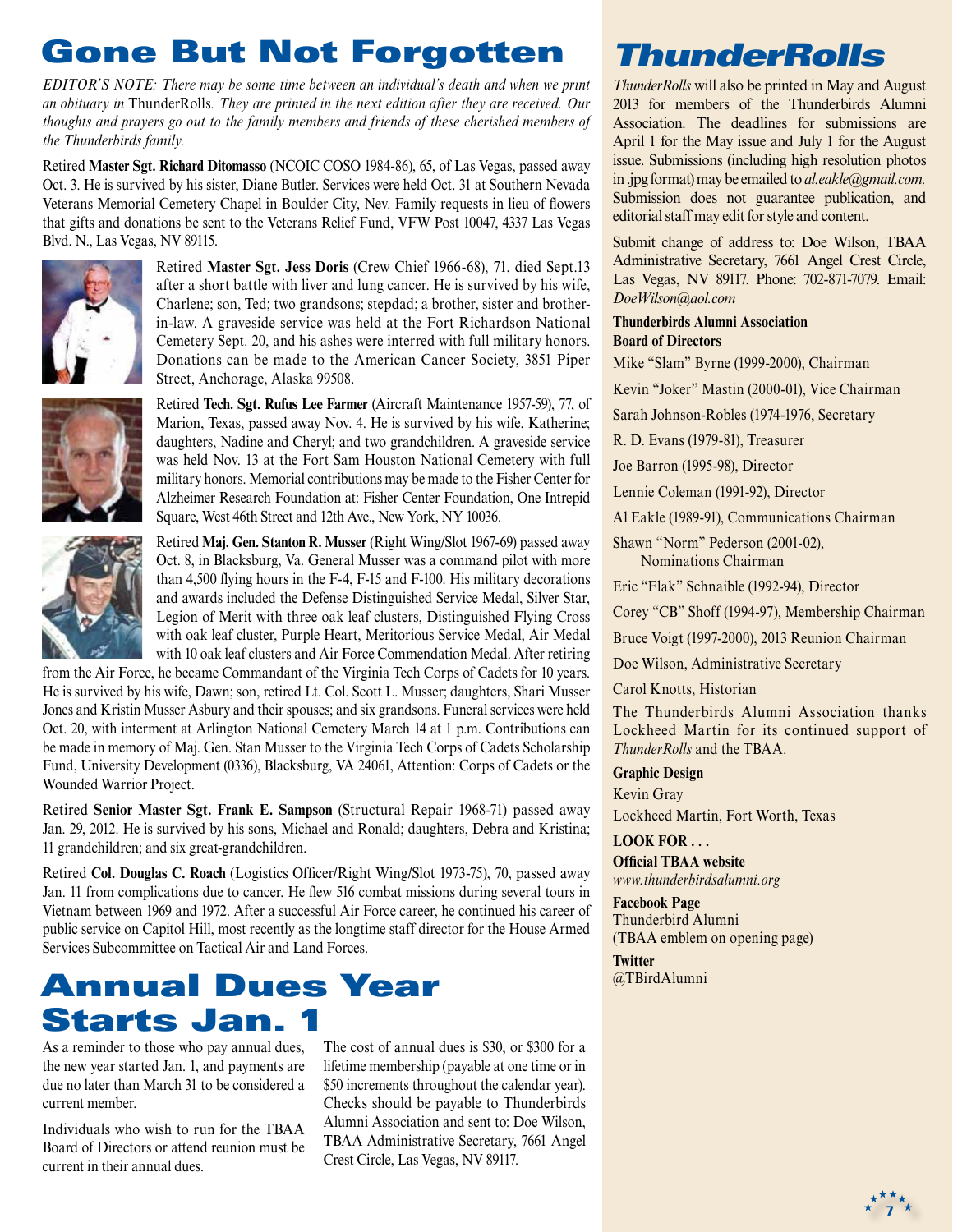# Gone But Not Forgotten

*EDITOR'S NOTE: There may be some time between an individual's death and when we print an obituary in* ThunderRolls*. They are printed in the next edition after they are received. Our thoughts and prayers go out to the family members and friends of these cherished members of the Thunderbirds family.*

Retired **Master Sgt. Richard Ditomasso** (NCOIC COSO 1984-86), 65, of Las Vegas, passed away Oct. 3. He is survived by his sister, Diane Butler. Services were held Oct. 31 at Southern Nevada Veterans Memorial Cemetery Chapel in Boulder City, Nev. Family requests in lieu of flowers that gifts and donations be sent to the Veterans Relief Fund, VFW Post 10047, 4337 Las Vegas Blvd. N., Las Vegas, NV 89115.

Retired **Master Sgt. Jess Doris** (Crew Chief 1966-68), 71, died Sept.13 after a short battle with liver and lung cancer. He is survived by his wife, Charlene; son, Ted; two grandsons; stepdad; a brother, sister and brother-in-law. A graveside service was held at the Fort Richardson National Cemetery Sept. 20, and his ashes were interred with full military honors. Donations can be made to the American Cancer Society, 3851 Piper Street, Anchorage, Alaska 99508.

Retired **Tech. Sgt. Rufus Lee Farmer** (Aircraft Maintenance 1957-59), 77, of Marion, Texas, passed away Nov. 4. He is survived by his wife, Katherine; daughters, Nadine and Cheryl; and two grandchildren. A graveside service was held Nov. 13 at the Fort Sam Houston National Cemetery with full military honors. Memorial contributions may be made to the Fisher Center for Alzheimer Research Foundation at: Fisher Center Foundation, One Intrepid Square, West 46th Street and 12th Ave., New York, NY 10036.

Retired **Maj. Gen. Stanton R. Musser** (Right Wing/Slot 1967-69) passed away Oct. 8, in Blacksburg, Va. General Musser was a command pilot with more than 4,500 flying hours in the F-4, F-15 and F-100. His military decorations and awards included the Defense Distinguished Service Medal, Silver Star, Legion of Merit with three oak leaf clusters, Distinguished Flying Cross with oak leaf cluster, Purple Heart, Meritorious Service Medal, Air Medal with 10 oak leaf clusters and Air Force Commendation Medal. After retiring from the Air Force, he became Commandant of the Virginia Tech Corps of Cadets for 10 years. He is survived by his wife, Dawn; son, retired Lt. Col. Scott L. Musser; daughters, Shari Musser Jones and Kristin Musser Asbury and their spouses; and six grandsons. Funeral services were held Oct. 20, with interment at Arlington National Cemetery March 14 at 1 p.m. Contributions can be made in memory of Maj. Gen. Stan Musser to the Virginia Tech Corps of Cadets Scholarship Fund, University Development (0336), Blacksburg, VA 24061, Attention: Corps of Cadets or the Wounded Warrior Project.

Retired **Senior Master Sgt. Frank E. Sampson** (Structural Repair 1968-71) passed away Jan. 29, 2012. He is survived by his sons, Michael and Ronald; daughters, Debra and Kristina; 11 grandchildren; and six great-grandchildren.

Retired **Col. Douglas C. Roach** (Logistics Officer/Right Wing/Slot 1973-75), 70, passed away Jan. 11 from complications due to cancer. He flew 516 combat missions during several tours in Vietnam between 1969 and 1972. After a successful Air Force career, he continued his career of public service on Capitol Hill, most recently as the longtime staff director for the House Armed Services Subcommittee on Tactical Air and Land Forces.

# Annual Dues Year Starts Jan. 1

As a reminder to those who pay annual dues, the new year started Jan. 1, and payments are due no later than March 31 to be considered a current member.

Individuals who wish to run for the TBAA Board of Directors or attend reunion must be current in their annual dues.

The cost of annual dues is $30, or $300 for a lifetime membership (payable at one time or in $50 increments throughout the calendar year). Checks should be payable to Thunderbirds Alumni Association and sent to: Doe Wilson, TBAA Administrative Secretary, 7661 Angel Crest Circle, Las Vegas, NV 89117.

# *ThunderRolls*

*ThunderRolls* will also be printed in May and August 2013 for members of the Thunderbirds Alumni Association. The deadlines for submissions are April 1 for the May issue and July 1 for the August issue. Submissions (including high resolution photos in .jpg format) may be emailed to *al.eakle@gmail.com.* Submission does not guarantee publication, and editorial staff may edit for style and content.

Submit change of address to: Doe Wilson, TBAA Administrative Secretary, 7661 Angel Crest Circle, Las Vegas, NV 89117. Phone: 702-871-7079. Email: *DoeWilson@aol.com*

**Thunderbirds Alumni Association Board of Directors**

Mike "Slam" Byrne (1999-2000), Chairman

Kevin "Joker" Mastin (2000-01), Vice Chairman

Sarah Johnson-Robles (1974-1976, Secretary

R. D. Evans (1979-81), Treasurer

Joe Barron (1995-98), Director

Lennie Coleman (1991-92), Director

Al Eakle (1989-91), Communications Chairman

Shawn "Norm" Pederson (2001-02), Nominations Chairman

Eric "Flak" Schnaible (1992-94), Director

Corey "CB" Shoff (1994-97), Membership Chairman

Bruce Voigt (1997-2000), 2013 Reunion Chairman

Doe Wilson, Administrative Secretary

Carol Knotts, Historian

The Thunderbirds Alumni Association thanks Lockheed Martin for its continued support of *ThunderRolls* and the TBAA.

**Graphic Design**

Kevin Gray

Lockheed Martin, Fort Worth, Texas

**LOOK FOR . . .**

**Official TBAA website**

*www.thunderbirdsalumni.org*

**Facebook Page**

Thunderbird Alumni
(TBAA emblem on opening page)

**Twitter**

@TBirdAlumni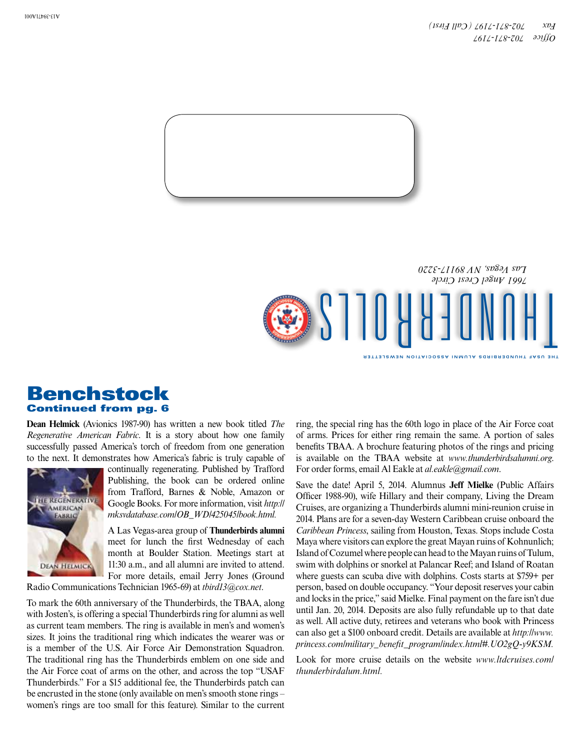Office 702-871-7197
Fax 702-871-7197 (Call First)

7661 Angel Crest Circle
Las Vegas, NV 89117-3220

THUNDERROLLS

THE USAF THUNDERBIRDS ALUMNI ASSOCIATION NEWSLETTER

# Benchstock
## Continued from pg. 6

**Dean Helmick** (Avionics 1987-90) has written a new book titled *The Regenerative American Fabric*. It is a story about how one family successfully passed America's torch of freedom from one generation to the next. It demonstrates how America's fabric is truly capable of continually regenerating. Published by Trafford Publishing, the book can be ordered online from Trafford, Barnes & Noble, Amazon or Google Books. For more information, visit *http://mksvdatabase.com/OB_WD/425045/book.html.*

A Las Vegas-area group of **Thunderbirds alumni** meet for lunch the first Wednesday of each month at Boulder Station. Meetings start at 11:30 a.m., and all alumni are invited to attend. For more details, email Jerry Jones (Ground Radio Communications Technician 1965-69) at *tbird13@cox.net*.

To mark the 60th anniversary of the Thunderbirds, the TBAA, along with Josten's, is offering a special Thunderbirds ring for alumni as well as current team members. The ring is available in men's and women's sizes. It joins the traditional ring which indicates the wearer was or is a member of the U.S. Air Force Air Demonstration Squadron. The traditional ring has the Thunderbirds emblem on one side and the Air Force coat of arms on the other, and across the top "USAF Thunderbirds." For a $15 additional fee, the Thunderbirds patch can be encrusted in the stone (only available on men's smooth stone rings – women's rings are too small for this feature). Similar to the current ring, the special ring has the 60th logo in place of the Air Force coat of arms. Prices for either ring remain the same. A portion of sales benefits TBAA. A brochure featuring photos of the rings and pricing is available on the TBAA website at *www.thunderbirdsalumni.org.* For order forms, email Al Eakle at *al.eakle@gmail.com*.

Save the date! April 5, 2014. Alumnus **Jeff Mielke** (Public Affairs Officer 1988-90), wife Hillary and their company, Living the Dream Cruises, are organizing a Thunderbirds alumni mini-reunion cruise in 2014. Plans are for a seven-day Western Caribbean cruise onboard the *Caribbean Princess*, sailing from Houston, Texas. Stops include Costa Maya where visitors can explore the great Mayan ruins of Kohnunlich; Island of Cozumel where people can head to the Mayan ruins of Tulum, swim with dolphins or snorkel at Palancar Reef; and Island of Roatan where guests can scuba dive with dolphins. Costs starts at $759+ per person, based on double occupancy. "Your deposit reserves your cabin and locks in the price," said Mielke. Final payment on the fare isn't due until Jan. 20, 2014. Deposits are also fully refundable up to that date as well. All active duty, retirees and veterans who book with Princess can also get a $100 onboard credit. Details are available at *http://www.princess.com/military_benefit_program/index.html#.UO2gQ-y9KSM.*

Look for more cruise details on the website *www.ltdcruises.com/thunderbirdalum.html.*